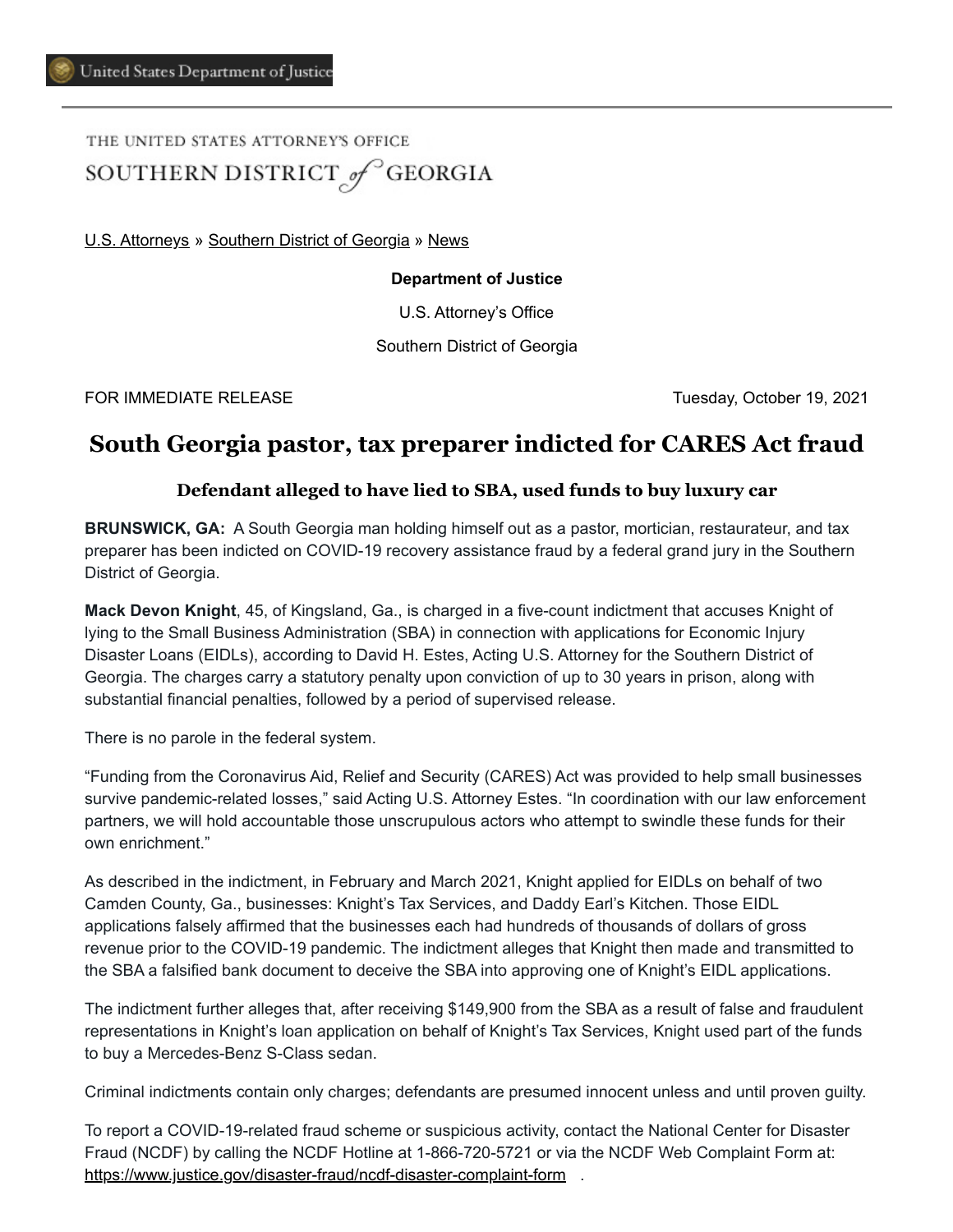United States Department of Justice

THE UNITED STATES ATTORNEY'S OFFICE

SOUTHERN DISTRICT *of* GEORGIA

U.S. Attorneys » Southern District of Georgia » News

**Department of Justice**

U.S. Attorney's Office

Southern District of Georgia

FOR IMMEDIATE RELEASE Tuesday, October 19, 2021

# South Georgia pastor, tax preparer indicted for CARES Act fraud

### Defendant alleged to have lied to SBA, used funds to buy luxury car

**BRUNSWICK, GA:** A South Georgia man holding himself out as a pastor, mortician, restaurateur, and tax preparer has been indicted on COVID-19 recovery assistance fraud by a federal grand jury in the Southern District of Georgia.

**Mack Devon Knight**, 45, of Kingsland, Ga., is charged in a five-count indictment that accuses Knight of lying to the Small Business Administration (SBA) in connection with applications for Economic Injury Disaster Loans (EIDLs), according to David H. Estes, Acting U.S. Attorney for the Southern District of Georgia. The charges carry a statutory penalty upon conviction of up to 30 years in prison, along with substantial financial penalties, followed by a period of supervised release.

There is no parole in the federal system.

"Funding from the Coronavirus Aid, Relief and Security (CARES) Act was provided to help small businesses survive pandemic-related losses," said Acting U.S. Attorney Estes. "In coordination with our law enforcement partners, we will hold accountable those unscrupulous actors who attempt to swindle these funds for their own enrichment."

As described in the indictment, in February and March 2021, Knight applied for EIDLs on behalf of two Camden County, Ga., businesses: Knight's Tax Services, and Daddy Earl's Kitchen. Those EIDL applications falsely affirmed that the businesses each had hundreds of thousands of dollars of gross revenue prior to the COVID-19 pandemic. The indictment alleges that Knight then made and transmitted to the SBA a falsified bank document to deceive the SBA into approving one of Knight's EIDL applications.

The indictment further alleges that, after receiving $149,900 from the SBA as a result of false and fraudulent representations in Knight's loan application on behalf of Knight's Tax Services, Knight used part of the funds to buy a Mercedes-Benz S-Class sedan.

Criminal indictments contain only charges; defendants are presumed innocent unless and until proven guilty.

To report a COVID-19-related fraud scheme or suspicious activity, contact the National Center for Disaster Fraud (NCDF) by calling the NCDF Hotline at 1-866-720-5721 or via the NCDF Web Complaint Form at: https://www.justice.gov/disaster-fraud/ncdf-disaster-complaint-form .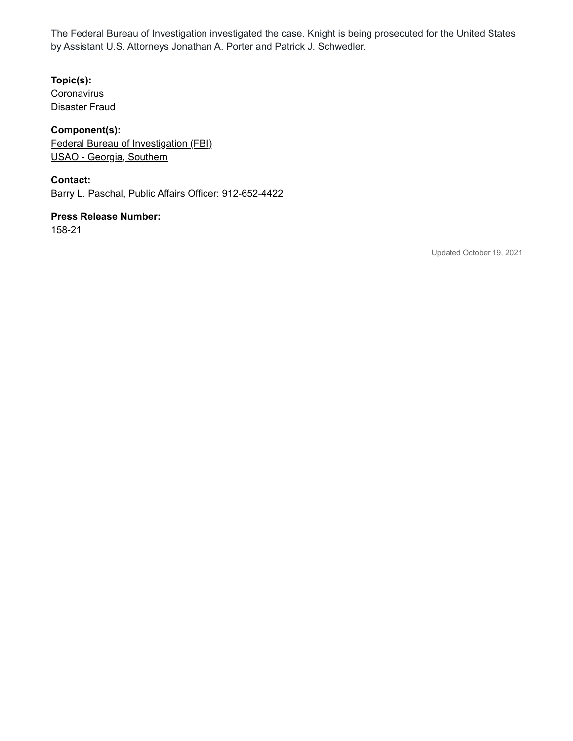The Federal Bureau of Investigation investigated the case. Knight is being prosecuted for the United States by Assistant U.S. Attorneys Jonathan A. Porter and Patrick J. Schwedler.

---

**Topic(s):**
Coronavirus
Disaster Fraud

**Component(s):**
Federal Bureau of Investigation (FBI)
USAO - Georgia, Southern

**Contact:**
Barry L. Paschal, Public Affairs Officer: 912-652-4422

**Press Release Number:**
158-21

Updated October 19, 2021